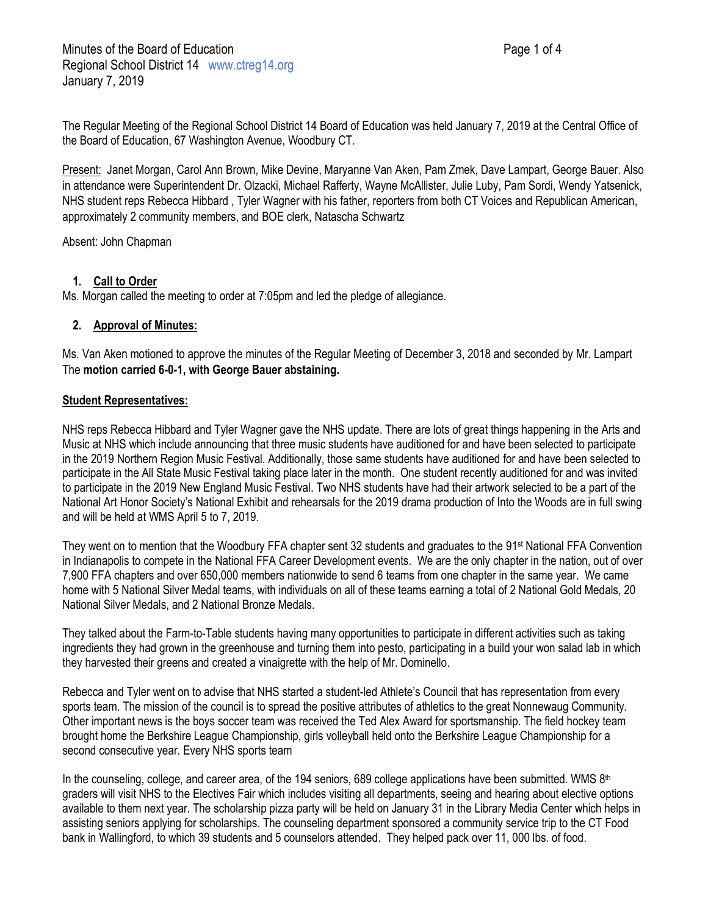The Regular Meeting of the Regional School District 14 Board of Education was held January 7, 2019 at the Central Office of the Board of Education, 67 Washington Avenue, Woodbury CT.

Present: Janet Morgan, Carol Ann Brown, Mike Devine, Maryanne Van Aken, Pam Zmek, Dave Lampart, George Bauer. Also in attendance were Superintendent Dr. Olzacki, Michael Rafferty, Wayne McAllister, Julie Luby, Pam Sordi, Wendy Yatsenick, NHS student reps Rebecca Hibbard , Tyler Wagner with his father, reporters from both CT Voices and Republican American, approximately 2 community members, and BOE clerk, Natascha Schwartz

Absent: John Chapman

1. **Call to Order**

Ms. Morgan called the meeting to order at 7:05pm and led the pledge of allegiance.

2. **Approval of Minutes:**

Ms. Van Aken motioned to approve the minutes of the Regular Meeting of December 3, 2018 and seconded by Mr. Lampart The **motion carried 6-0-1, with George Bauer abstaining.**

**Student Representatives:**

NHS reps Rebecca Hibbard and Tyler Wagner gave the NHS update. There are lots of great things happening in the Arts and Music at NHS which include announcing that three music students have auditioned for and have been selected to participate in the 2019 Northern Region Music Festival. Additionally, those same students have auditioned for and have been selected to participate in the All State Music Festival taking place later in the month. One student recently auditioned for and was invited to participate in the 2019 New England Music Festival. Two NHS students have had their artwork selected to be a part of the National Art Honor Society's National Exhibit and rehearsals for the 2019 drama production of Into the Woods are in full swing and will be held at WMS April 5 to 7, 2019.

They went on to mention that the Woodbury FFA chapter sent 32 students and graduates to the 91st National FFA Convention in Indianapolis to compete in the National FFA Career Development events. We are the only chapter in the nation, out of over 7,900 FFA chapters and over 650,000 members nationwide to send 6 teams from one chapter in the same year. We came home with 5 National Silver Medal teams, with individuals on all of these teams earning a total of 2 National Gold Medals, 20 National Silver Medals, and 2 National Bronze Medals.

They talked about the Farm-to-Table students having many opportunities to participate in different activities such as taking ingredients they had grown in the greenhouse and turning them into pesto, participating in a build your won salad lab in which they harvested their greens and created a vinaigrette with the help of Mr. Dominello.

Rebecca and Tyler went on to advise that NHS started a student-led Athlete's Council that has representation from every sports team. The mission of the council is to spread the positive attributes of athletics to the great Nonnewaug Community. Other important news is the boys soccer team was received the Ted Alex Award for sportsmanship. The field hockey team brought home the Berkshire League Championship, girls volleyball held onto the Berkshire League Championship for a second consecutive year. Every NHS sports team

In the counseling, college, and career area, of the 194 seniors, 689 college applications have been submitted. WMS 8th graders will visit NHS to the Electives Fair which includes visiting all departments, seeing and hearing about elective options available to them next year. The scholarship pizza party will be held on January 31 in the Library Media Center which helps in assisting seniors applying for scholarships. The counseling department sponsored a community service trip to the CT Food bank in Wallingford, to which 39 students and 5 counselors attended. They helped pack over 11, 000 lbs. of food.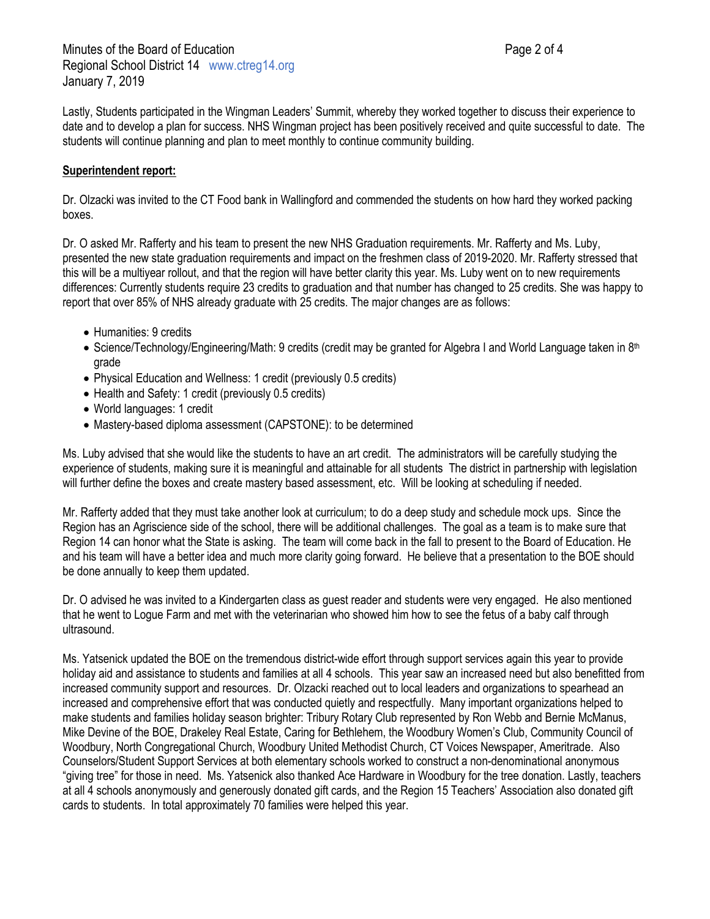Lastly, Students participated in the Wingman Leaders' Summit, whereby they worked together to discuss their experience to date and to develop a plan for success. NHS Wingman project has been positively received and quite successful to date. The students will continue planning and plan to meet monthly to continue community building.

**Superintendent report:**

Dr. Olzacki was invited to the CT Food bank in Wallingford and commended the students on how hard they worked packing boxes.

Dr. O asked Mr. Rafferty and his team to present the new NHS Graduation requirements. Mr. Rafferty and Ms. Luby, presented the new state graduation requirements and impact on the freshmen class of 2019-2020. Mr. Rafferty stressed that this will be a multiyear rollout, and that the region will have better clarity this year. Ms. Luby went on to new requirements differences: Currently students require 23 credits to graduation and that number has changed to 25 credits. She was happy to report that over 85% of NHS already graduate with 25 credits. The major changes are as follows:

- Humanities: 9 credits
- Science/Technology/Engineering/Math: 9 credits (credit may be granted for Algebra I and World Language taken in 8th grade
- Physical Education and Wellness: 1 credit (previously 0.5 credits)
- Health and Safety: 1 credit (previously 0.5 credits)
- World languages: 1 credit
- Mastery-based diploma assessment (CAPSTONE): to be determined

Ms. Luby advised that she would like the students to have an art credit. The administrators will be carefully studying the experience of students, making sure it is meaningful and attainable for all students The district in partnership with legislation will further define the boxes and create mastery based assessment, etc. Will be looking at scheduling if needed.

Mr. Rafferty added that they must take another look at curriculum; to do a deep study and schedule mock ups. Since the Region has an Agriscience side of the school, there will be additional challenges. The goal as a team is to make sure that Region 14 can honor what the State is asking. The team will come back in the fall to present to the Board of Education. He and his team will have a better idea and much more clarity going forward. He believe that a presentation to the BOE should be done annually to keep them updated.

Dr. O advised he was invited to a Kindergarten class as guest reader and students were very engaged. He also mentioned that he went to Logue Farm and met with the veterinarian who showed him how to see the fetus of a baby calf through ultrasound.

Ms. Yatsenick updated the BOE on the tremendous district-wide effort through support services again this year to provide holiday aid and assistance to students and families at all 4 schools. This year saw an increased need but also benefitted from increased community support and resources. Dr. Olzacki reached out to local leaders and organizations to spearhead an increased and comprehensive effort that was conducted quietly and respectfully. Many important organizations helped to make students and families holiday season brighter: Tribury Rotary Club represented by Ron Webb and Bernie McManus, Mike Devine of the BOE, Drakeley Real Estate, Caring for Bethlehem, the Woodbury Women's Club, Community Council of Woodbury, North Congregational Church, Woodbury United Methodist Church, CT Voices Newspaper, Ameritrade. Also Counselors/Student Support Services at both elementary schools worked to construct a non-denominational anonymous "giving tree" for those in need. Ms. Yatsenick also thanked Ace Hardware in Woodbury for the tree donation. Lastly, teachers at all 4 schools anonymously and generously donated gift cards, and the Region 15 Teachers' Association also donated gift cards to students. In total approximately 70 families were helped this year.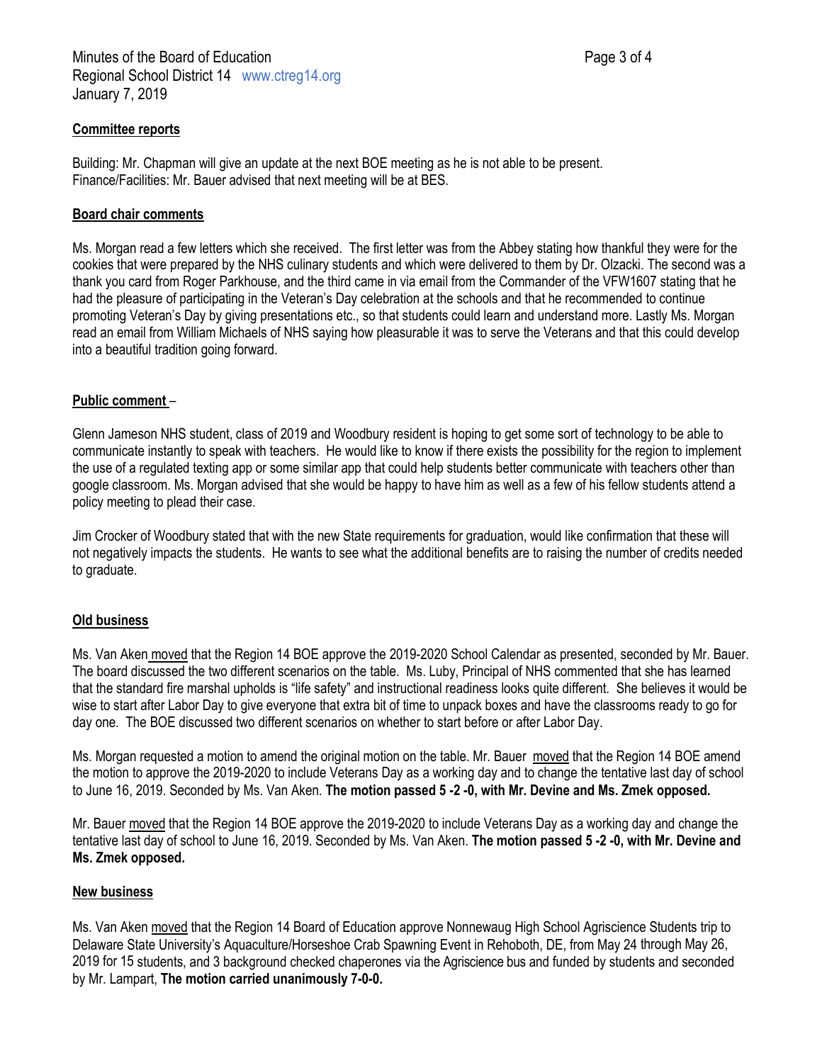## Committee reports

Building: Mr. Chapman will give an update at the next BOE meeting as he is not able to be present.
Finance/Facilities: Mr. Bauer advised that next meeting will be at BES.

## Board chair comments

Ms. Morgan read a few letters which she received. The first letter was from the Abbey stating how thankful they were for the cookies that were prepared by the NHS culinary students and which were delivered to them by Dr. Olzacki. The second was a thank you card from Roger Parkhouse, and the third came in via email from the Commander of the VFW1607 stating that he had the pleasure of participating in the Veteran's Day celebration at the schools and that he recommended to continue promoting Veteran's Day by giving presentations etc., so that students could learn and understand more. Lastly Ms. Morgan read an email from William Michaels of NHS saying how pleasurable it was to serve the Veterans and that this could develop into a beautiful tradition going forward.

## Public comment –

Glenn Jameson NHS student, class of 2019 and Woodbury resident is hoping to get some sort of technology to be able to communicate instantly to speak with teachers. He would like to know if there exists the possibility for the region to implement the use of a regulated texting app or some similar app that could help students better communicate with teachers other than google classroom. Ms. Morgan advised that she would be happy to have him as well as a few of his fellow students attend a policy meeting to plead their case.

Jim Crocker of Woodbury stated that with the new State requirements for graduation, would like confirmation that these will not negatively impacts the students. He wants to see what the additional benefits are to raising the number of credits needed to graduate.

## Old business

Ms. Van Aken moved that the Region 14 BOE approve the 2019-2020 School Calendar as presented, seconded by Mr. Bauer. The board discussed the two different scenarios on the table. Ms. Luby, Principal of NHS commented that she has learned that the standard fire marshal upholds is "life safety" and instructional readiness looks quite different. She believes it would be wise to start after Labor Day to give everyone that extra bit of time to unpack boxes and have the classrooms ready to go for day one. The BOE discussed two different scenarios on whether to start before or after Labor Day.

Ms. Morgan requested a motion to amend the original motion on the table. Mr. Bauer moved that the Region 14 BOE amend the motion to approve the 2019-2020 to include Veterans Day as a working day and to change the tentative last day of school to June 16, 2019. Seconded by Ms. Van Aken. **The motion passed 5 -2 -0, with Mr. Devine and Ms. Zmek opposed.**

Mr. Bauer moved that the Region 14 BOE approve the 2019-2020 to include Veterans Day as a working day and change the tentative last day of school to June 16, 2019. Seconded by Ms. Van Aken. **The motion passed 5 -2 -0, with Mr. Devine and Ms. Zmek opposed.**

## New business

Ms. Van Aken moved that the Region 14 Board of Education approve Nonnewaug High School Agriscience Students trip to Delaware State University's Aquaculture/Horseshoe Crab Spawning Event in Rehoboth, DE, from May 24 through May 26, 2019 for 15 students, and 3 background checked chaperones via the Agriscience bus and funded by students and seconded by Mr. Lampart, **The motion carried unanimously 7-0-0.**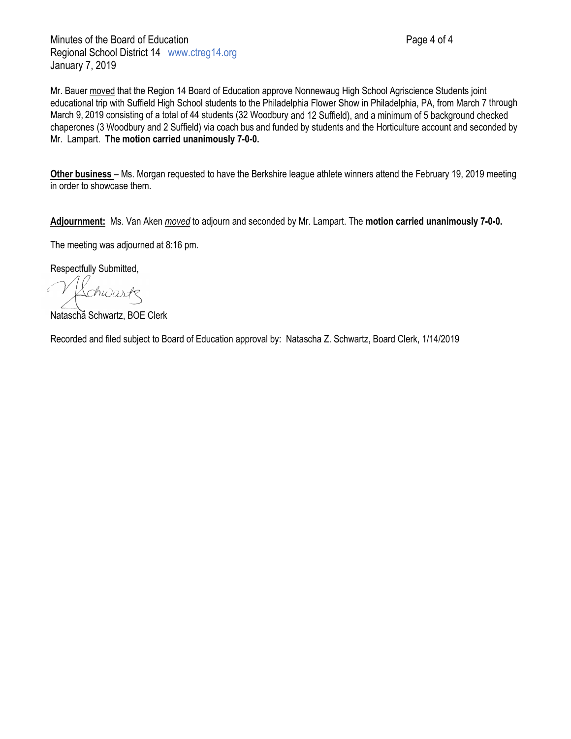Mr. Bauer <u>moved</u> that the Region 14 Board of Education approve Nonnewaug High School Agriscience Students joint educational trip with Suffield High School students to the Philadelphia Flower Show in Philadelphia, PA, from March 7 through March 9, 2019 consisting of a total of 44 students (32 Woodbury and 12 Suffield), and a minimum of 5 background checked chaperones (3 Woodbury and 2 Suffield) via coach bus and funded by students and the Horticulture account and seconded by Mr. Lampart. **The motion carried unanimously 7-0-0.**

**<u>Other business</u>** – Ms. Morgan requested to have the Berkshire league athlete winners attend the February 19, 2019 meeting in order to showcase them.

**<u>Adjournment:</u>** Ms. Van Aken *<u>moved</u>* to adjourn and seconded by Mr. Lampart. The **motion carried unanimously 7-0-0.**

The meeting was adjourned at 8:16 pm.

Respectfully Submitted,

N Schwartz

Natascha Schwartz, BOE Clerk

Recorded and filed subject to Board of Education approval by: Natascha Z. Schwartz, Board Clerk, 1/14/2019